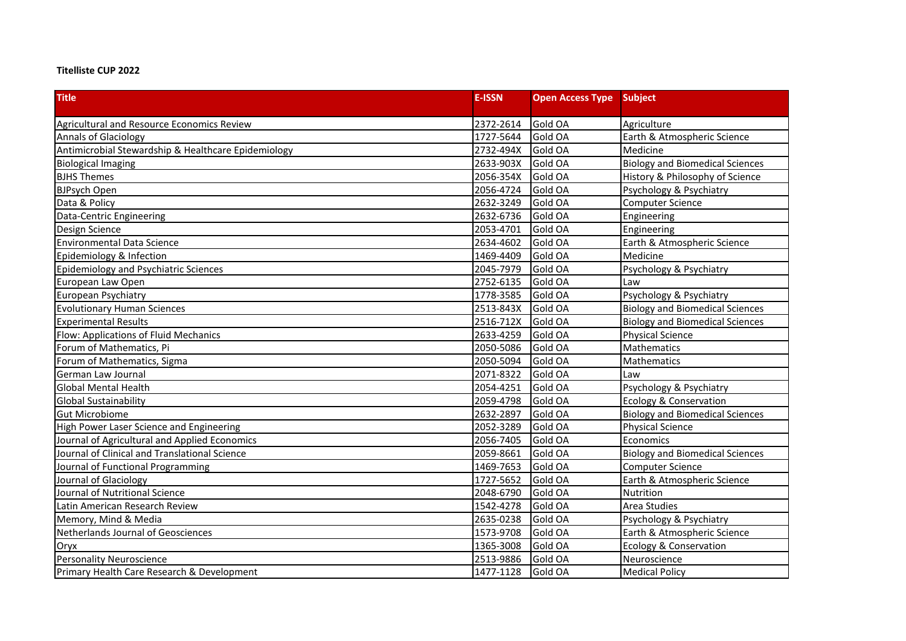**Titelliste CUP 2022**

| Title | E-ISSN | Open Access Type | Subject |
|---|---|---|---|
| Agricultural and Resource Economics Review | 2372-2614 | Gold OA | Agriculture |
| Annals of Glaciology | 1727-5644 | Gold OA | Earth & Atmospheric Science |
| Antimicrobial Stewardship & Healthcare Epidemiology | 2732-494X | Gold OA | Medicine |
| Biological Imaging | 2633-903X | Gold OA | Biology and Biomedical Sciences |
| BJHS Themes | 2056-354X | Gold OA | History & Philosophy of Science |
| BJPsych Open | 2056-4724 | Gold OA | Psychology & Psychiatry |
| Data & Policy | 2632-3249 | Gold OA | Computer Science |
| Data-Centric Engineering | 2632-6736 | Gold OA | Engineering |
| Design Science | 2053-4701 | Gold OA | Engineering |
| Environmental Data Science | 2634-4602 | Gold OA | Earth & Atmospheric Science |
| Epidemiology & Infection | 1469-4409 | Gold OA | Medicine |
| Epidemiology and Psychiatric Sciences | 2045-7979 | Gold OA | Psychology & Psychiatry |
| European Law Open | 2752-6135 | Gold OA | Law |
| European Psychiatry | 1778-3585 | Gold OA | Psychology & Psychiatry |
| Evolutionary Human Sciences | 2513-843X | Gold OA | Biology and Biomedical Sciences |
| Experimental Results | 2516-712X | Gold OA | Biology and Biomedical Sciences |
| Flow: Applications of Fluid Mechanics | 2633-4259 | Gold OA | Physical Science |
| Forum of Mathematics, Pi | 2050-5086 | Gold OA | Mathematics |
| Forum of Mathematics, Sigma | 2050-5094 | Gold OA | Mathematics |
| German Law Journal | 2071-8322 | Gold OA | Law |
| Global Mental Health | 2054-4251 | Gold OA | Psychology & Psychiatry |
| Global Sustainability | 2059-4798 | Gold OA | Ecology & Conservation |
| Gut Microbiome | 2632-2897 | Gold OA | Biology and Biomedical Sciences |
| High Power Laser Science and Engineering | 2052-3289 | Gold OA | Physical Science |
| Journal of Agricultural and Applied Economics | 2056-7405 | Gold OA | Economics |
| Journal of Clinical and Translational Science | 2059-8661 | Gold OA | Biology and Biomedical Sciences |
| Journal of Functional Programming | 1469-7653 | Gold OA | Computer Science |
| Journal of Glaciology | 1727-5652 | Gold OA | Earth & Atmospheric Science |
| Journal of Nutritional Science | 2048-6790 | Gold OA | Nutrition |
| Latin American Research Review | 1542-4278 | Gold OA | Area Studies |
| Memory, Mind & Media | 2635-0238 | Gold OA | Psychology & Psychiatry |
| Netherlands Journal of Geosciences | 1573-9708 | Gold OA | Earth & Atmospheric Science |
| Oryx | 1365-3008 | Gold OA | Ecology & Conservation |
| Personality Neuroscience | 2513-9886 | Gold OA | Neuroscience |
| Primary Health Care Research & Development | 1477-1128 | Gold OA | Medical Policy |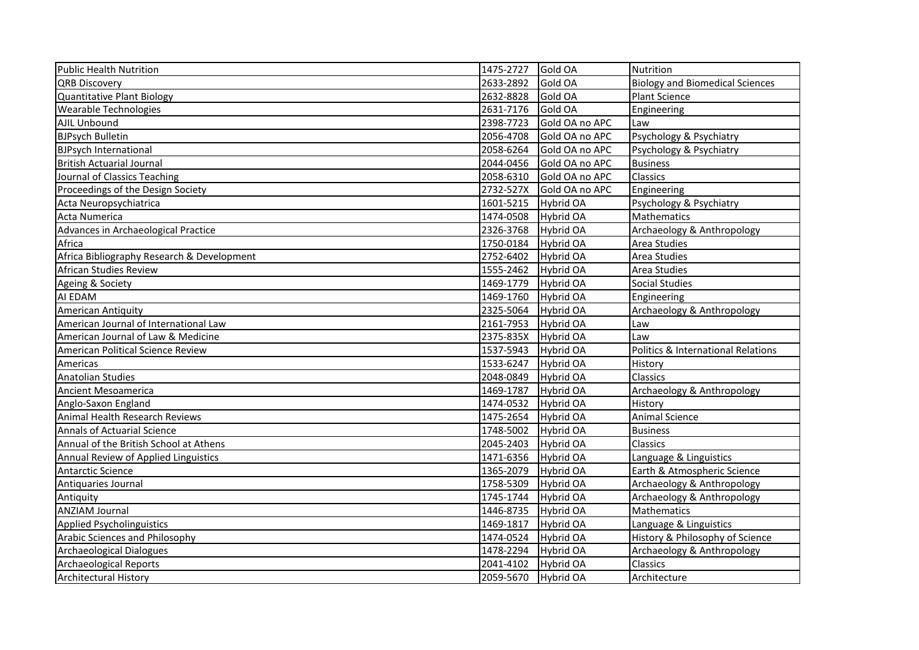| Public Health Nutrition | 1475-2727 | Gold OA | Nutrition |
|---|---|---|---|
| QRB Discovery | 2633-2892 | Gold OA | Biology and Biomedical Sciences |
| Quantitative Plant Biology | 2632-8828 | Gold OA | Plant Science |
| Wearable Technologies | 2631-7176 | Gold OA | Engineering |
| AJIL Unbound | 2398-7723 | Gold OA no APC | Law |
| BJPsych Bulletin | 2056-4708 | Gold OA no APC | Psychology & Psychiatry |
| BJPsych International | 2058-6264 | Gold OA no APC | Psychology & Psychiatry |
| British Actuarial Journal | 2044-0456 | Gold OA no APC | Business |
| Journal of Classics Teaching | 2058-6310 | Gold OA no APC | Classics |
| Proceedings of the Design Society | 2732-527X | Gold OA no APC | Engineering |
| Acta Neuropsychiatrica | 1601-5215 | Hybrid OA | Psychology & Psychiatry |
| Acta Numerica | 1474-0508 | Hybrid OA | Mathematics |
| Advances in Archaeological Practice | 2326-3768 | Hybrid OA | Archaeology & Anthropology |
| Africa | 1750-0184 | Hybrid OA | Area Studies |
| Africa Bibliography Research & Development | 2752-6402 | Hybrid OA | Area Studies |
| African Studies Review | 1555-2462 | Hybrid OA | Area Studies |
| Ageing & Society | 1469-1779 | Hybrid OA | Social Studies |
| AI EDAM | 1469-1760 | Hybrid OA | Engineering |
| American Antiquity | 2325-5064 | Hybrid OA | Archaeology & Anthropology |
| American Journal of International Law | 2161-7953 | Hybrid OA | Law |
| American Journal of Law & Medicine | 2375-835X | Hybrid OA | Law |
| American Political Science Review | 1537-5943 | Hybrid OA | Politics & International Relations |
| Americas | 1533-6247 | Hybrid OA | History |
| Anatolian Studies | 2048-0849 | Hybrid OA | Classics |
| Ancient Mesoamerica | 1469-1787 | Hybrid OA | Archaeology & Anthropology |
| Anglo-Saxon England | 1474-0532 | Hybrid OA | History |
| Animal Health Research Reviews | 1475-2654 | Hybrid OA | Animal Science |
| Annals of Actuarial Science | 1748-5002 | Hybrid OA | Business |
| Annual of the British School at Athens | 2045-2403 | Hybrid OA | Classics |
| Annual Review of Applied Linguistics | 1471-6356 | Hybrid OA | Language & Linguistics |
| Antarctic Science | 1365-2079 | Hybrid OA | Earth & Atmospheric Science |
| Antiquaries Journal | 1758-5309 | Hybrid OA | Archaeology & Anthropology |
| Antiquity | 1745-1744 | Hybrid OA | Archaeology & Anthropology |
| ANZIAM Journal | 1446-8735 | Hybrid OA | Mathematics |
| Applied Psycholinguistics | 1469-1817 | Hybrid OA | Language & Linguistics |
| Arabic Sciences and Philosophy | 1474-0524 | Hybrid OA | History & Philosophy of Science |
| Archaeological Dialogues | 1478-2294 | Hybrid OA | Archaeology & Anthropology |
| Archaeological Reports | 2041-4102 | Hybrid OA | Classics |
| Architectural History | 2059-5670 | Hybrid OA | Architecture |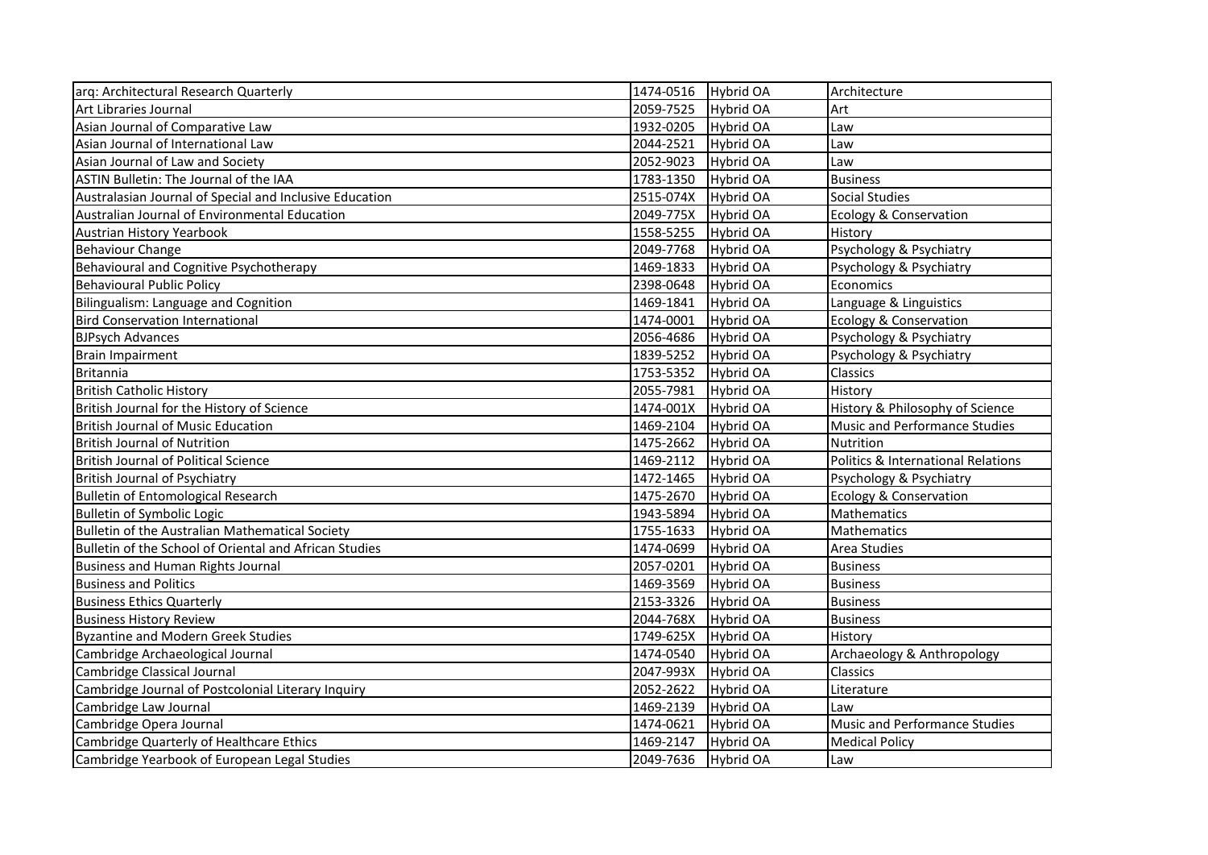| | | | |
|---|---|---|---|
| arq: Architectural Research Quarterly | 1474-0516 | Hybrid OA | Architecture |
| Art Libraries Journal | 2059-7525 | Hybrid OA | Art |
| Asian Journal of Comparative Law | 1932-0205 | Hybrid OA | Law |
| Asian Journal of International Law | 2044-2521 | Hybrid OA | Law |
| Asian Journal of Law and Society | 2052-9023 | Hybrid OA | Law |
| ASTIN Bulletin: The Journal of the IAA | 1783-1350 | Hybrid OA | Business |
| Australasian Journal of Special and Inclusive Education | 2515-074X | Hybrid OA | Social Studies |
| Australian Journal of Environmental Education | 2049-775X | Hybrid OA | Ecology & Conservation |
| Austrian History Yearbook | 1558-5255 | Hybrid OA | History |
| Behaviour Change | 2049-7768 | Hybrid OA | Psychology & Psychiatry |
| Behavioural and Cognitive Psychotherapy | 1469-1833 | Hybrid OA | Psychology & Psychiatry |
| Behavioural Public Policy | 2398-0648 | Hybrid OA | Economics |
| Bilingualism: Language and Cognition | 1469-1841 | Hybrid OA | Language & Linguistics |
| Bird Conservation International | 1474-0001 | Hybrid OA | Ecology & Conservation |
| BJPsych Advances | 2056-4686 | Hybrid OA | Psychology & Psychiatry |
| Brain Impairment | 1839-5252 | Hybrid OA | Psychology & Psychiatry |
| Britannia | 1753-5352 | Hybrid OA | Classics |
| British Catholic History | 2055-7981 | Hybrid OA | History |
| British Journal for the History of Science | 1474-001X | Hybrid OA | History & Philosophy of Science |
| British Journal of Music Education | 1469-2104 | Hybrid OA | Music and Performance Studies |
| British Journal of Nutrition | 1475-2662 | Hybrid OA | Nutrition |
| British Journal of Political Science | 1469-2112 | Hybrid OA | Politics & International Relations |
| British Journal of Psychiatry | 1472-1465 | Hybrid OA | Psychology & Psychiatry |
| Bulletin of Entomological Research | 1475-2670 | Hybrid OA | Ecology & Conservation |
| Bulletin of Symbolic Logic | 1943-5894 | Hybrid OA | Mathematics |
| Bulletin of the Australian Mathematical Society | 1755-1633 | Hybrid OA | Mathematics |
| Bulletin of the School of Oriental and African Studies | 1474-0699 | Hybrid OA | Area Studies |
| Business and Human Rights Journal | 2057-0201 | Hybrid OA | Business |
| Business and Politics | 1469-3569 | Hybrid OA | Business |
| Business Ethics Quarterly | 2153-3326 | Hybrid OA | Business |
| Business History Review | 2044-768X | Hybrid OA | Business |
| Byzantine and Modern Greek Studies | 1749-625X | Hybrid OA | History |
| Cambridge Archaeological Journal | 1474-0540 | Hybrid OA | Archaeology & Anthropology |
| Cambridge Classical Journal | 2047-993X | Hybrid OA | Classics |
| Cambridge Journal of Postcolonial Literary Inquiry | 2052-2622 | Hybrid OA | Literature |
| Cambridge Law Journal | 1469-2139 | Hybrid OA | Law |
| Cambridge Opera Journal | 1474-0621 | Hybrid OA | Music and Performance Studies |
| Cambridge Quarterly of Healthcare Ethics | 1469-2147 | Hybrid OA | Medical Policy |
| Cambridge Yearbook of European Legal Studies | 2049-7636 | Hybrid OA | Law |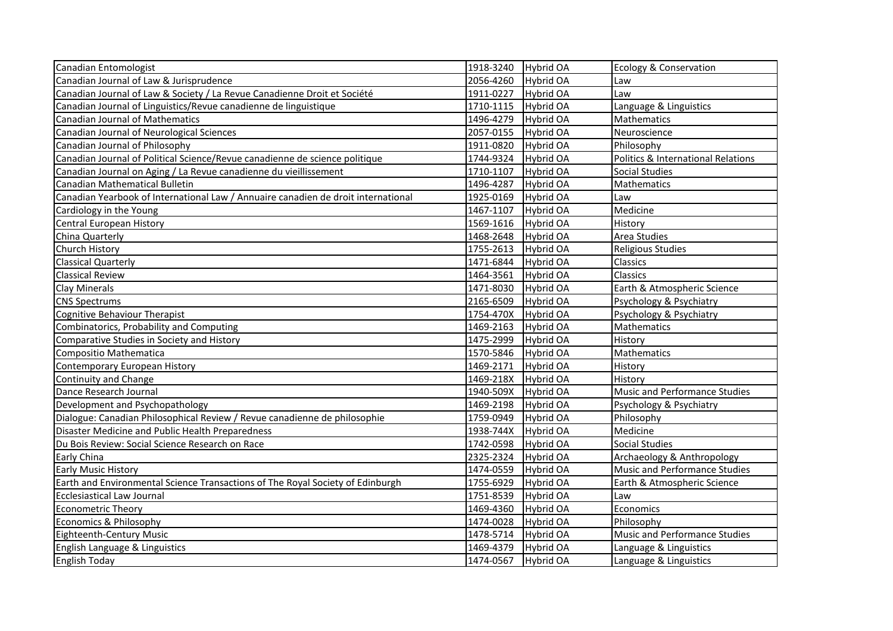| | | | |
|---|---|---|---|
| Canadian Entomologist | 1918-3240 | Hybrid OA | Ecology & Conservation |
| Canadian Journal of Law & Jurisprudence | 2056-4260 | Hybrid OA | Law |
| Canadian Journal of Law & Society / La Revue Canadienne Droit et Société | 1911-0227 | Hybrid OA | Law |
| Canadian Journal of Linguistics/Revue canadienne de linguistique | 1710-1115 | Hybrid OA | Language & Linguistics |
| Canadian Journal of Mathematics | 1496-4279 | Hybrid OA | Mathematics |
| Canadian Journal of Neurological Sciences | 2057-0155 | Hybrid OA | Neuroscience |
| Canadian Journal of Philosophy | 1911-0820 | Hybrid OA | Philosophy |
| Canadian Journal of Political Science/Revue canadienne de science politique | 1744-9324 | Hybrid OA | Politics & International Relations |
| Canadian Journal on Aging / La Revue canadienne du vieillissement | 1710-1107 | Hybrid OA | Social Studies |
| Canadian Mathematical Bulletin | 1496-4287 | Hybrid OA | Mathematics |
| Canadian Yearbook of International Law / Annuaire canadien de droit international | 1925-0169 | Hybrid OA | Law |
| Cardiology in the Young | 1467-1107 | Hybrid OA | Medicine |
| Central European History | 1569-1616 | Hybrid OA | History |
| China Quarterly | 1468-2648 | Hybrid OA | Area Studies |
| Church History | 1755-2613 | Hybrid OA | Religious Studies |
| Classical Quarterly | 1471-6844 | Hybrid OA | Classics |
| Classical Review | 1464-3561 | Hybrid OA | Classics |
| Clay Minerals | 1471-8030 | Hybrid OA | Earth & Atmospheric Science |
| CNS Spectrums | 2165-6509 | Hybrid OA | Psychology & Psychiatry |
| Cognitive Behaviour Therapist | 1754-470X | Hybrid OA | Psychology & Psychiatry |
| Combinatorics, Probability and Computing | 1469-2163 | Hybrid OA | Mathematics |
| Comparative Studies in Society and History | 1475-2999 | Hybrid OA | History |
| Compositio Mathematica | 1570-5846 | Hybrid OA | Mathematics |
| Contemporary European History | 1469-2171 | Hybrid OA | History |
| Continuity and Change | 1469-218X | Hybrid OA | History |
| Dance Research Journal | 1940-509X | Hybrid OA | Music and Performance Studies |
| Development and Psychopathology | 1469-2198 | Hybrid OA | Psychology & Psychiatry |
| Dialogue: Canadian Philosophical Review / Revue canadienne de philosophie | 1759-0949 | Hybrid OA | Philosophy |
| Disaster Medicine and Public Health Preparedness | 1938-744X | Hybrid OA | Medicine |
| Du Bois Review: Social Science Research on Race | 1742-0598 | Hybrid OA | Social Studies |
| Early China | 2325-2324 | Hybrid OA | Archaeology & Anthropology |
| Early Music History | 1474-0559 | Hybrid OA | Music and Performance Studies |
| Earth and Environmental Science Transactions of The Royal Society of Edinburgh | 1755-6929 | Hybrid OA | Earth & Atmospheric Science |
| Ecclesiastical Law Journal | 1751-8539 | Hybrid OA | Law |
| Econometric Theory | 1469-4360 | Hybrid OA | Economics |
| Economics & Philosophy | 1474-0028 | Hybrid OA | Philosophy |
| Eighteenth-Century Music | 1478-5714 | Hybrid OA | Music and Performance Studies |
| English Language & Linguistics | 1469-4379 | Hybrid OA | Language & Linguistics |
| English Today | 1474-0567 | Hybrid OA | Language & Linguistics |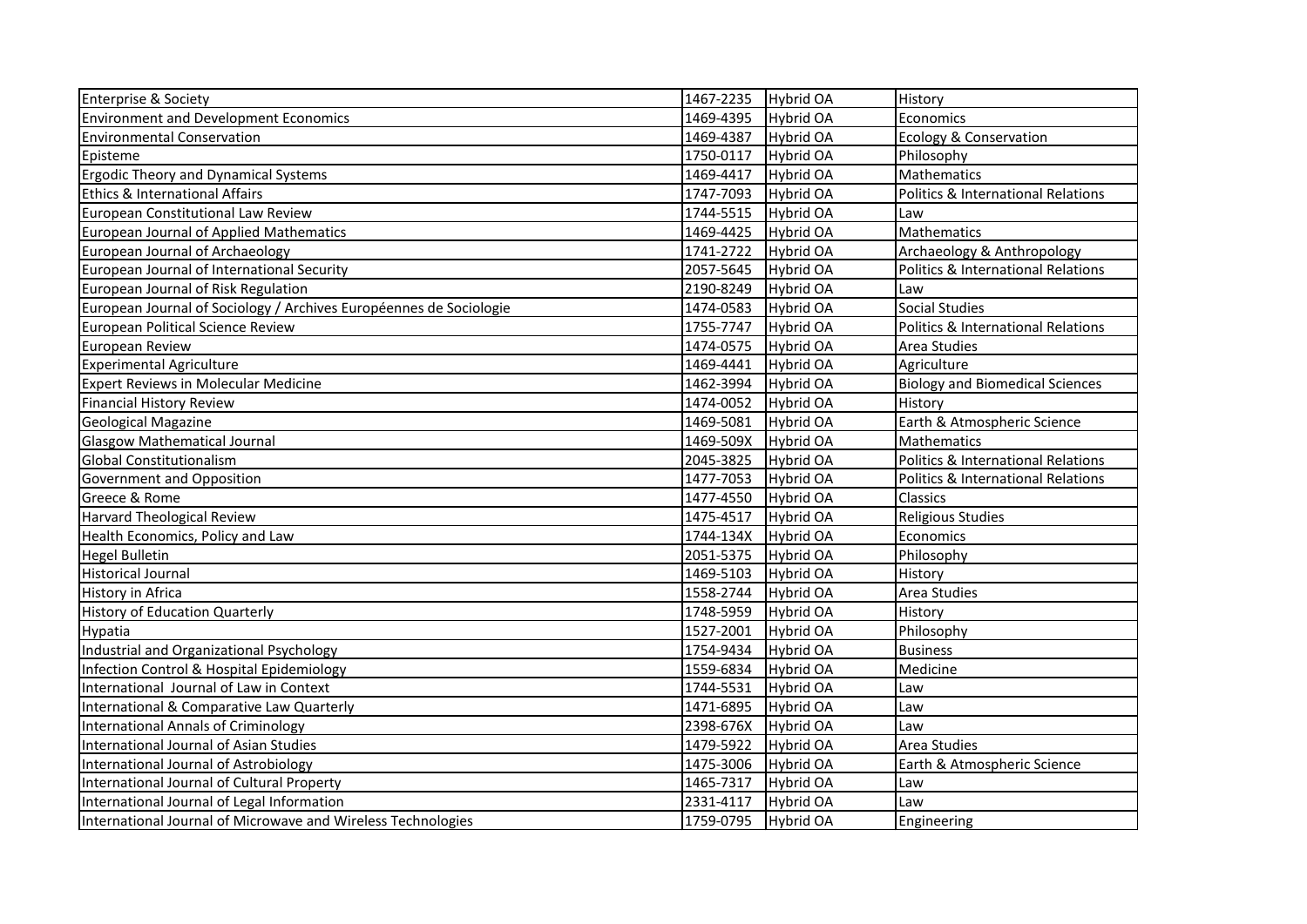| | | | |
|---|---|---|---|
| Enterprise & Society | 1467-2235 | Hybrid OA | History |
| Environment and Development Economics | 1469-4395 | Hybrid OA | Economics |
| Environmental Conservation | 1469-4387 | Hybrid OA | Ecology & Conservation |
| Episteme | 1750-0117 | Hybrid OA | Philosophy |
| Ergodic Theory and Dynamical Systems | 1469-4417 | Hybrid OA | Mathematics |
| Ethics & International Affairs | 1747-7093 | Hybrid OA | Politics & International Relations |
| European Constitutional Law Review | 1744-5515 | Hybrid OA | Law |
| European Journal of Applied Mathematics | 1469-4425 | Hybrid OA | Mathematics |
| European Journal of Archaeology | 1741-2722 | Hybrid OA | Archaeology & Anthropology |
| European Journal of International Security | 2057-5645 | Hybrid OA | Politics & International Relations |
| European Journal of Risk Regulation | 2190-8249 | Hybrid OA | Law |
| European Journal of Sociology / Archives Européennes de Sociologie | 1474-0583 | Hybrid OA | Social Studies |
| European Political Science Review | 1755-7747 | Hybrid OA | Politics & International Relations |
| European Review | 1474-0575 | Hybrid OA | Area Studies |
| Experimental Agriculture | 1469-4441 | Hybrid OA | Agriculture |
| Expert Reviews in Molecular Medicine | 1462-3994 | Hybrid OA | Biology and Biomedical Sciences |
| Financial History Review | 1474-0052 | Hybrid OA | History |
| Geological Magazine | 1469-5081 | Hybrid OA | Earth & Atmospheric Science |
| Glasgow Mathematical Journal | 1469-509X | Hybrid OA | Mathematics |
| Global Constitutionalism | 2045-3825 | Hybrid OA | Politics & International Relations |
| Government and Opposition | 1477-7053 | Hybrid OA | Politics & International Relations |
| Greece & Rome | 1477-4550 | Hybrid OA | Classics |
| Harvard Theological Review | 1475-4517 | Hybrid OA | Religious Studies |
| Health Economics, Policy and Law | 1744-134X | Hybrid OA | Economics |
| Hegel Bulletin | 2051-5375 | Hybrid OA | Philosophy |
| Historical Journal | 1469-5103 | Hybrid OA | History |
| History in Africa | 1558-2744 | Hybrid OA | Area Studies |
| History of Education Quarterly | 1748-5959 | Hybrid OA | History |
| Hypatia | 1527-2001 | Hybrid OA | Philosophy |
| Industrial and Organizational Psychology | 1754-9434 | Hybrid OA | Business |
| Infection Control & Hospital Epidemiology | 1559-6834 | Hybrid OA | Medicine |
| International Journal of Law in Context | 1744-5531 | Hybrid OA | Law |
| International & Comparative Law Quarterly | 1471-6895 | Hybrid OA | Law |
| International Annals of Criminology | 2398-676X | Hybrid OA | Law |
| International Journal of Asian Studies | 1479-5922 | Hybrid OA | Area Studies |
| International Journal of Astrobiology | 1475-3006 | Hybrid OA | Earth & Atmospheric Science |
| International Journal of Cultural Property | 1465-7317 | Hybrid OA | Law |
| International Journal of Legal Information | 2331-4117 | Hybrid OA | Law |
| International Journal of Microwave and Wireless Technologies | 1759-0795 | Hybrid OA | Engineering |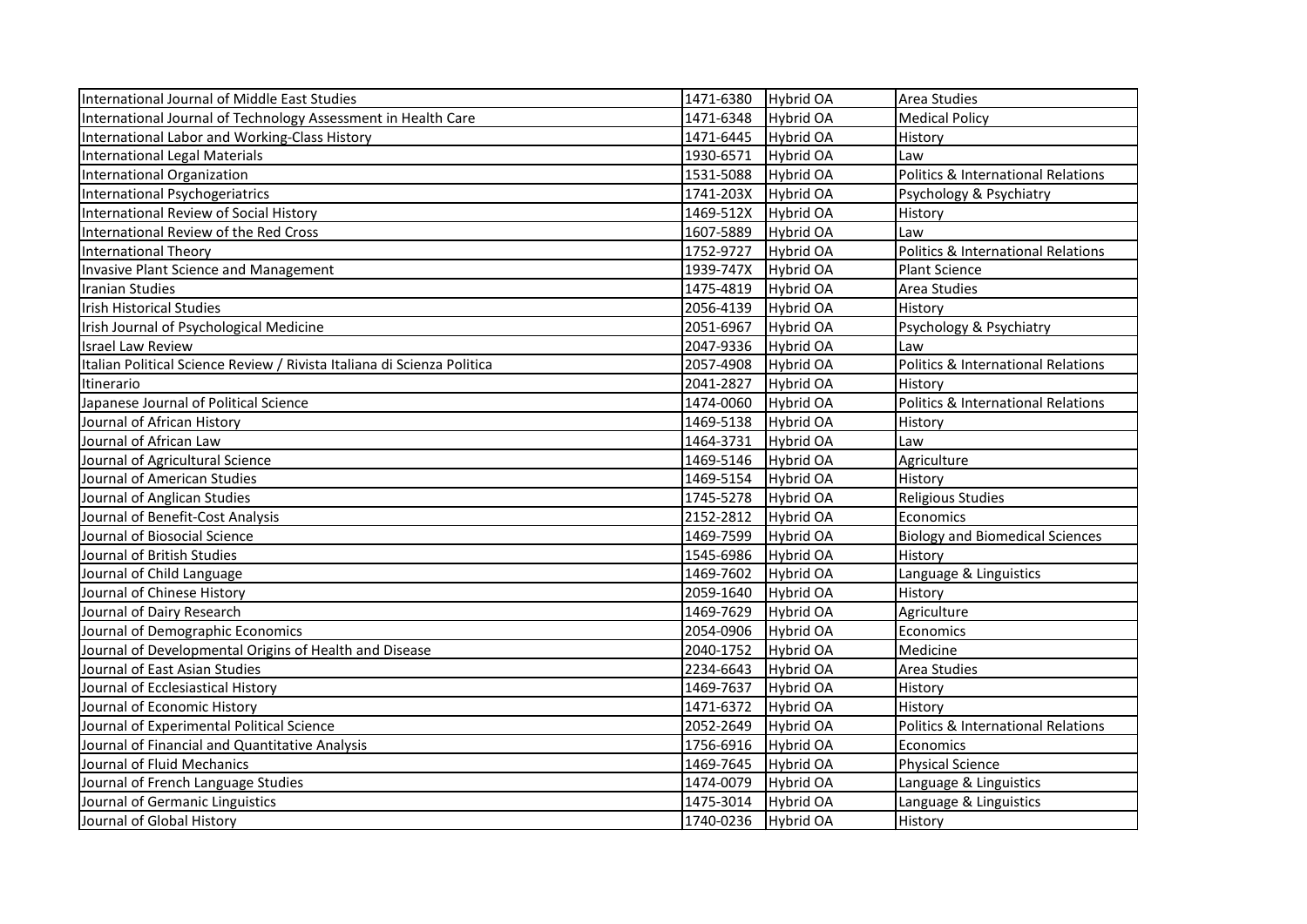| International Journal of Middle East Studies | 1471-6380 | Hybrid OA | Area Studies |
|---|---|---|---|
| International Journal of Technology Assessment in Health Care | 1471-6348 | Hybrid OA | Medical Policy |
| International Labor and Working-Class History | 1471-6445 | Hybrid OA | History |
| International Legal Materials | 1930-6571 | Hybrid OA | Law |
| International Organization | 1531-5088 | Hybrid OA | Politics & International Relations |
| International Psychogeriatrics | 1741-203X | Hybrid OA | Psychology & Psychiatry |
| International Review of Social History | 1469-512X | Hybrid OA | History |
| International Review of the Red Cross | 1607-5889 | Hybrid OA | Law |
| International Theory | 1752-9727 | Hybrid OA | Politics & International Relations |
| Invasive Plant Science and Management | 1939-747X | Hybrid OA | Plant Science |
| Iranian Studies | 1475-4819 | Hybrid OA | Area Studies |
| Irish Historical Studies | 2056-4139 | Hybrid OA | History |
| Irish Journal of Psychological Medicine | 2051-6967 | Hybrid OA | Psychology & Psychiatry |
| Israel Law Review | 2047-9336 | Hybrid OA | Law |
| Italian Political Science Review / Rivista Italiana di Scienza Politica | 2057-4908 | Hybrid OA | Politics & International Relations |
| Itinerario | 2041-2827 | Hybrid OA | History |
| Japanese Journal of Political Science | 1474-0060 | Hybrid OA | Politics & International Relations |
| Journal of African History | 1469-5138 | Hybrid OA | History |
| Journal of African Law | 1464-3731 | Hybrid OA | Law |
| Journal of Agricultural Science | 1469-5146 | Hybrid OA | Agriculture |
| Journal of American Studies | 1469-5154 | Hybrid OA | History |
| Journal of Anglican Studies | 1745-5278 | Hybrid OA | Religious Studies |
| Journal of Benefit-Cost Analysis | 2152-2812 | Hybrid OA | Economics |
| Journal of Biosocial Science | 1469-7599 | Hybrid OA | Biology and Biomedical Sciences |
| Journal of British Studies | 1545-6986 | Hybrid OA | History |
| Journal of Child Language | 1469-7602 | Hybrid OA | Language & Linguistics |
| Journal of Chinese History | 2059-1640 | Hybrid OA | History |
| Journal of Dairy Research | 1469-7629 | Hybrid OA | Agriculture |
| Journal of Demographic Economics | 2054-0906 | Hybrid OA | Economics |
| Journal of Developmental Origins of Health and Disease | 2040-1752 | Hybrid OA | Medicine |
| Journal of East Asian Studies | 2234-6643 | Hybrid OA | Area Studies |
| Journal of Ecclesiastical History | 1469-7637 | Hybrid OA | History |
| Journal of Economic History | 1471-6372 | Hybrid OA | History |
| Journal of Experimental Political Science | 2052-2649 | Hybrid OA | Politics & International Relations |
| Journal of Financial and Quantitative Analysis | 1756-6916 | Hybrid OA | Economics |
| Journal of Fluid Mechanics | 1469-7645 | Hybrid OA | Physical Science |
| Journal of French Language Studies | 1474-0079 | Hybrid OA | Language & Linguistics |
| Journal of Germanic Linguistics | 1475-3014 | Hybrid OA | Language & Linguistics |
| Journal of Global History | 1740-0236 | Hybrid OA | History |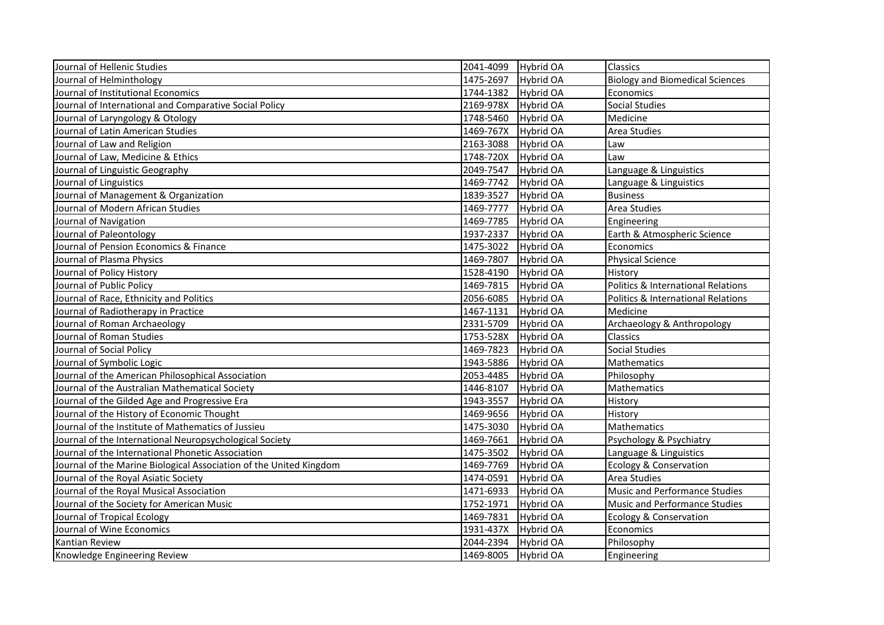| Journal of Hellenic Studies | 2041-4099 | Hybrid OA | Classics |
|---|---|---|---|
| Journal of Helminthology | 1475-2697 | Hybrid OA | Biology and Biomedical Sciences |
| Journal of Institutional Economics | 1744-1382 | Hybrid OA | Economics |
| Journal of International and Comparative Social Policy | 2169-978X | Hybrid OA | Social Studies |
| Journal of Laryngology & Otology | 1748-5460 | Hybrid OA | Medicine |
| Journal of Latin American Studies | 1469-767X | Hybrid OA | Area Studies |
| Journal of Law and Religion | 2163-3088 | Hybrid OA | Law |
| Journal of Law, Medicine & Ethics | 1748-720X | Hybrid OA | Law |
| Journal of Linguistic Geography | 2049-7547 | Hybrid OA | Language & Linguistics |
| Journal of Linguistics | 1469-7742 | Hybrid OA | Language & Linguistics |
| Journal of Management & Organization | 1839-3527 | Hybrid OA | Business |
| Journal of Modern African Studies | 1469-7777 | Hybrid OA | Area Studies |
| Journal of Navigation | 1469-7785 | Hybrid OA | Engineering |
| Journal of Paleontology | 1937-2337 | Hybrid OA | Earth & Atmospheric Science |
| Journal of Pension Economics & Finance | 1475-3022 | Hybrid OA | Economics |
| Journal of Plasma Physics | 1469-7807 | Hybrid OA | Physical Science |
| Journal of Policy History | 1528-4190 | Hybrid OA | History |
| Journal of Public Policy | 1469-7815 | Hybrid OA | Politics & International Relations |
| Journal of Race, Ethnicity and Politics | 2056-6085 | Hybrid OA | Politics & International Relations |
| Journal of Radiotherapy in Practice | 1467-1131 | Hybrid OA | Medicine |
| Journal of Roman Archaeology | 2331-5709 | Hybrid OA | Archaeology & Anthropology |
| Journal of Roman Studies | 1753-528X | Hybrid OA | Classics |
| Journal of Social Policy | 1469-7823 | Hybrid OA | Social Studies |
| Journal of Symbolic Logic | 1943-5886 | Hybrid OA | Mathematics |
| Journal of the American Philosophical Association | 2053-4485 | Hybrid OA | Philosophy |
| Journal of the Australian Mathematical Society | 1446-8107 | Hybrid OA | Mathematics |
| Journal of the Gilded Age and Progressive Era | 1943-3557 | Hybrid OA | History |
| Journal of the History of Economic Thought | 1469-9656 | Hybrid OA | History |
| Journal of the Institute of Mathematics of Jussieu | 1475-3030 | Hybrid OA | Mathematics |
| Journal of the International Neuropsychological Society | 1469-7661 | Hybrid OA | Psychology & Psychiatry |
| Journal of the International Phonetic Association | 1475-3502 | Hybrid OA | Language & Linguistics |
| Journal of the Marine Biological Association of the United Kingdom | 1469-7769 | Hybrid OA | Ecology & Conservation |
| Journal of the Royal Asiatic Society | 1474-0591 | Hybrid OA | Area Studies |
| Journal of the Royal Musical Association | 1471-6933 | Hybrid OA | Music and Performance Studies |
| Journal of the Society for American Music | 1752-1971 | Hybrid OA | Music and Performance Studies |
| Journal of Tropical Ecology | 1469-7831 | Hybrid OA | Ecology & Conservation |
| Journal of Wine Economics | 1931-437X | Hybrid OA | Economics |
| Kantian Review | 2044-2394 | Hybrid OA | Philosophy |
| Knowledge Engineering Review | 1469-8005 | Hybrid OA | Engineering |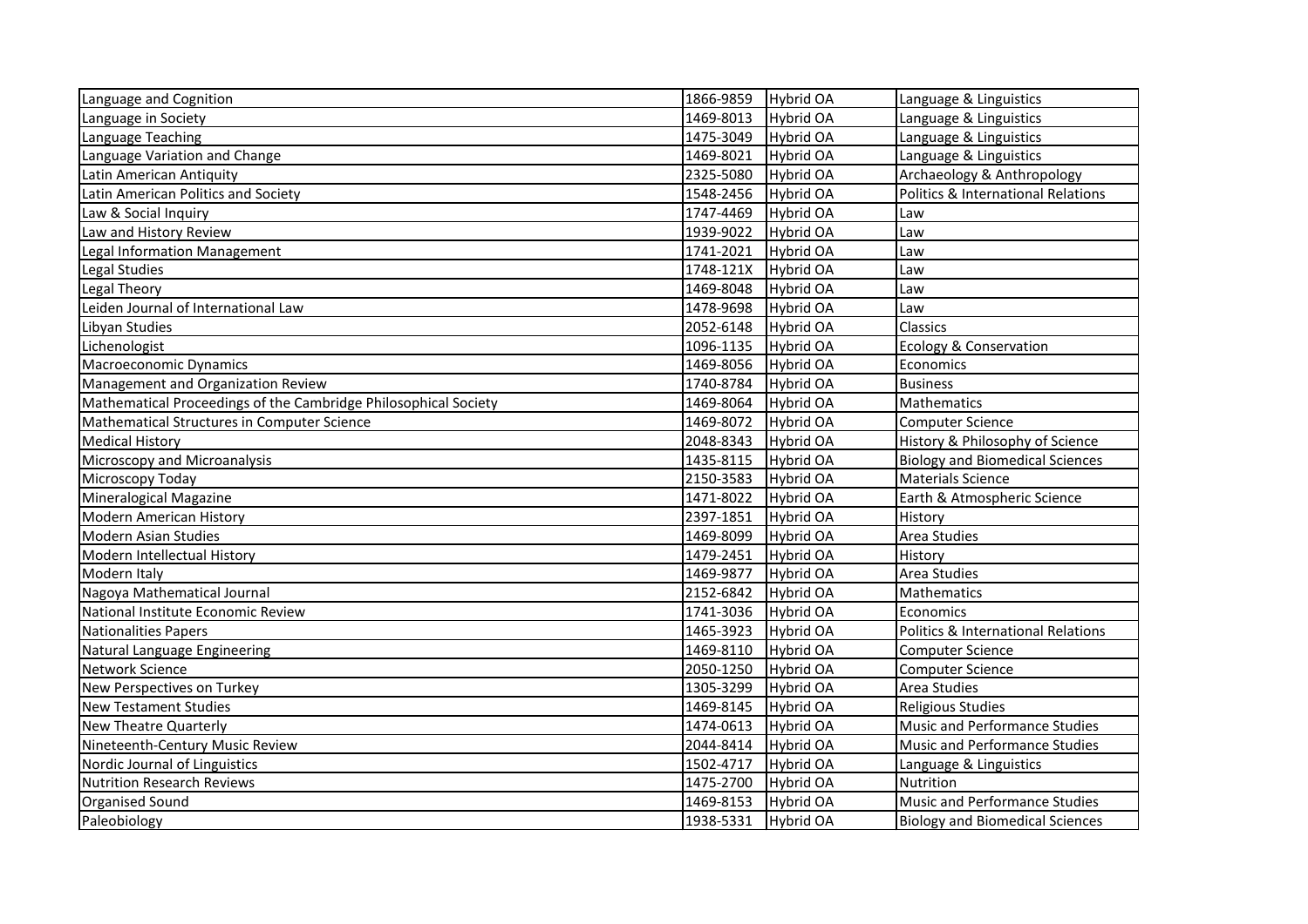| Language and Cognition | 1866-9859 | Hybrid OA | Language & Linguistics |
|---|---|---|---|
| Language in Society | 1469-8013 | Hybrid OA | Language & Linguistics |
| Language Teaching | 1475-3049 | Hybrid OA | Language & Linguistics |
| Language Variation and Change | 1469-8021 | Hybrid OA | Language & Linguistics |
| Latin American Antiquity | 2325-5080 | Hybrid OA | Archaeology & Anthropology |
| Latin American Politics and Society | 1548-2456 | Hybrid OA | Politics & International Relations |
| Law & Social Inquiry | 1747-4469 | Hybrid OA | Law |
| Law and History Review | 1939-9022 | Hybrid OA | Law |
| Legal Information Management | 1741-2021 | Hybrid OA | Law |
| Legal Studies | 1748-121X | Hybrid OA | Law |
| Legal Theory | 1469-8048 | Hybrid OA | Law |
| Leiden Journal of International Law | 1478-9698 | Hybrid OA | Law |
| Libyan Studies | 2052-6148 | Hybrid OA | Classics |
| Lichenologist | 1096-1135 | Hybrid OA | Ecology & Conservation |
| Macroeconomic Dynamics | 1469-8056 | Hybrid OA | Economics |
| Management and Organization Review | 1740-8784 | Hybrid OA | Business |
| Mathematical Proceedings of the Cambridge Philosophical Society | 1469-8064 | Hybrid OA | Mathematics |
| Mathematical Structures in Computer Science | 1469-8072 | Hybrid OA | Computer Science |
| Medical History | 2048-8343 | Hybrid OA | History & Philosophy of Science |
| Microscopy and Microanalysis | 1435-8115 | Hybrid OA | Biology and Biomedical Sciences |
| Microscopy Today | 2150-3583 | Hybrid OA | Materials Science |
| Mineralogical Magazine | 1471-8022 | Hybrid OA | Earth & Atmospheric Science |
| Modern American History | 2397-1851 | Hybrid OA | History |
| Modern Asian Studies | 1469-8099 | Hybrid OA | Area Studies |
| Modern Intellectual History | 1479-2451 | Hybrid OA | History |
| Modern Italy | 1469-9877 | Hybrid OA | Area Studies |
| Nagoya Mathematical Journal | 2152-6842 | Hybrid OA | Mathematics |
| National Institute Economic Review | 1741-3036 | Hybrid OA | Economics |
| Nationalities Papers | 1465-3923 | Hybrid OA | Politics & International Relations |
| Natural Language Engineering | 1469-8110 | Hybrid OA | Computer Science |
| Network Science | 2050-1250 | Hybrid OA | Computer Science |
| New Perspectives on Turkey | 1305-3299 | Hybrid OA | Area Studies |
| New Testament Studies | 1469-8145 | Hybrid OA | Religious Studies |
| New Theatre Quarterly | 1474-0613 | Hybrid OA | Music and Performance Studies |
| Nineteenth-Century Music Review | 2044-8414 | Hybrid OA | Music and Performance Studies |
| Nordic Journal of Linguistics | 1502-4717 | Hybrid OA | Language & Linguistics |
| Nutrition Research Reviews | 1475-2700 | Hybrid OA | Nutrition |
| Organised Sound | 1469-8153 | Hybrid OA | Music and Performance Studies |
| Paleobiology | 1938-5331 | Hybrid OA | Biology and Biomedical Sciences |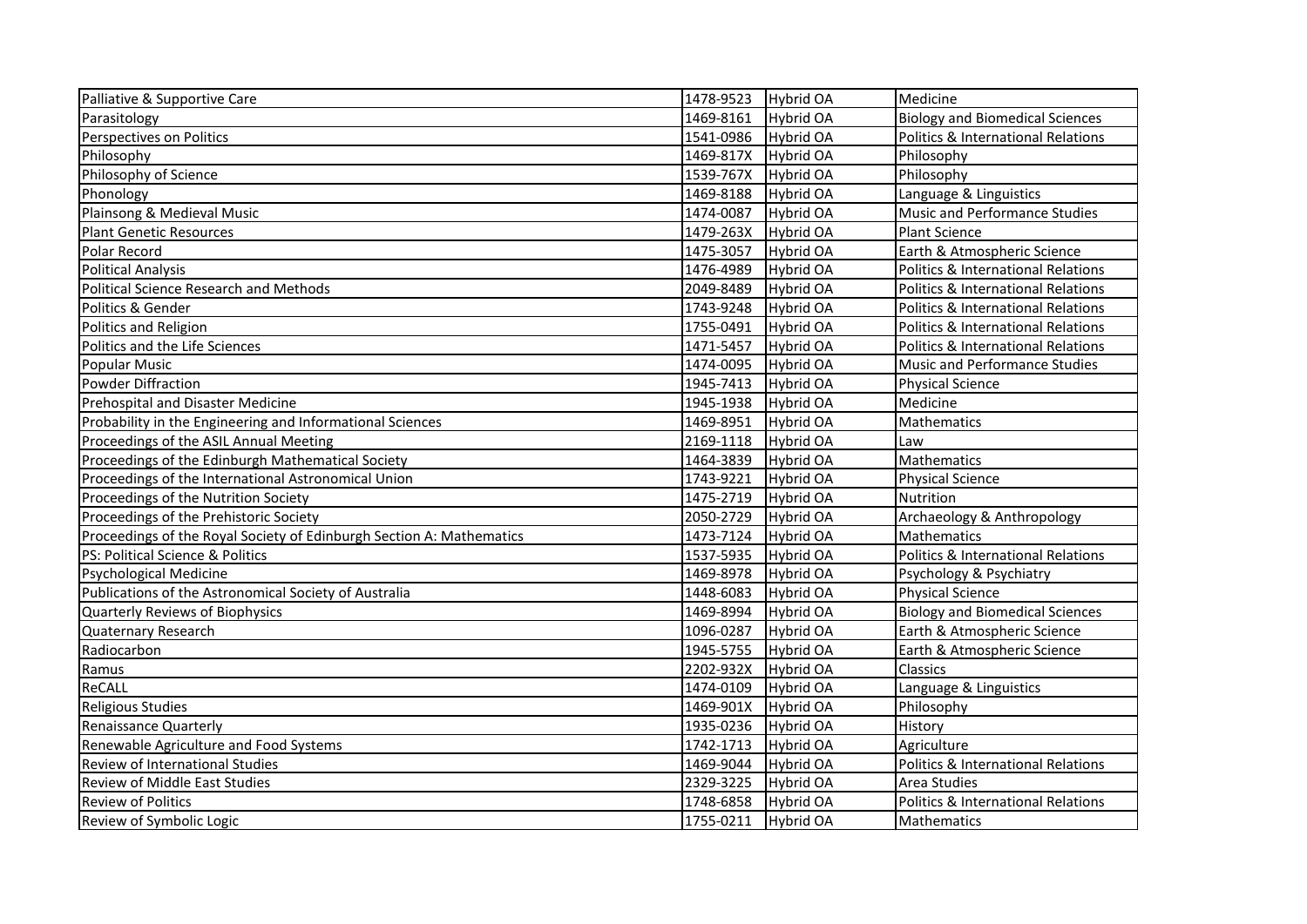| | | | |
|---|---|---|---|
| Palliative & Supportive Care | 1478-9523 | Hybrid OA | Medicine |
| Parasitology | 1469-8161 | Hybrid OA | Biology and Biomedical Sciences |
| Perspectives on Politics | 1541-0986 | Hybrid OA | Politics & International Relations |
| Philosophy | 1469-817X | Hybrid OA | Philosophy |
| Philosophy of Science | 1539-767X | Hybrid OA | Philosophy |
| Phonology | 1469-8188 | Hybrid OA | Language & Linguistics |
| Plainsong & Medieval Music | 1474-0087 | Hybrid OA | Music and Performance Studies |
| Plant Genetic Resources | 1479-263X | Hybrid OA | Plant Science |
| Polar Record | 1475-3057 | Hybrid OA | Earth & Atmospheric Science |
| Political Analysis | 1476-4989 | Hybrid OA | Politics & International Relations |
| Political Science Research and Methods | 2049-8489 | Hybrid OA | Politics & International Relations |
| Politics & Gender | 1743-9248 | Hybrid OA | Politics & International Relations |
| Politics and Religion | 1755-0491 | Hybrid OA | Politics & International Relations |
| Politics and the Life Sciences | 1471-5457 | Hybrid OA | Politics & International Relations |
| Popular Music | 1474-0095 | Hybrid OA | Music and Performance Studies |
| Powder Diffraction | 1945-7413 | Hybrid OA | Physical Science |
| Prehospital and Disaster Medicine | 1945-1938 | Hybrid OA | Medicine |
| Probability in the Engineering and Informational Sciences | 1469-8951 | Hybrid OA | Mathematics |
| Proceedings of the ASIL Annual Meeting | 2169-1118 | Hybrid OA | Law |
| Proceedings of the Edinburgh Mathematical Society | 1464-3839 | Hybrid OA | Mathematics |
| Proceedings of the International Astronomical Union | 1743-9221 | Hybrid OA | Physical Science |
| Proceedings of the Nutrition Society | 1475-2719 | Hybrid OA | Nutrition |
| Proceedings of the Prehistoric Society | 2050-2729 | Hybrid OA | Archaeology & Anthropology |
| Proceedings of the Royal Society of Edinburgh Section A: Mathematics | 1473-7124 | Hybrid OA | Mathematics |
| PS: Political Science & Politics | 1537-5935 | Hybrid OA | Politics & International Relations |
| Psychological Medicine | 1469-8978 | Hybrid OA | Psychology & Psychiatry |
| Publications of the Astronomical Society of Australia | 1448-6083 | Hybrid OA | Physical Science |
| Quarterly Reviews of Biophysics | 1469-8994 | Hybrid OA | Biology and Biomedical Sciences |
| Quaternary Research | 1096-0287 | Hybrid OA | Earth & Atmospheric Science |
| Radiocarbon | 1945-5755 | Hybrid OA | Earth & Atmospheric Science |
| Ramus | 2202-932X | Hybrid OA | Classics |
| ReCALL | 1474-0109 | Hybrid OA | Language & Linguistics |
| Religious Studies | 1469-901X | Hybrid OA | Philosophy |
| Renaissance Quarterly | 1935-0236 | Hybrid OA | History |
| Renewable Agriculture and Food Systems | 1742-1713 | Hybrid OA | Agriculture |
| Review of International Studies | 1469-9044 | Hybrid OA | Politics & International Relations |
| Review of Middle East Studies | 2329-3225 | Hybrid OA | Area Studies |
| Review of Politics | 1748-6858 | Hybrid OA | Politics & International Relations |
| Review of Symbolic Logic | 1755-0211 | Hybrid OA | Mathematics |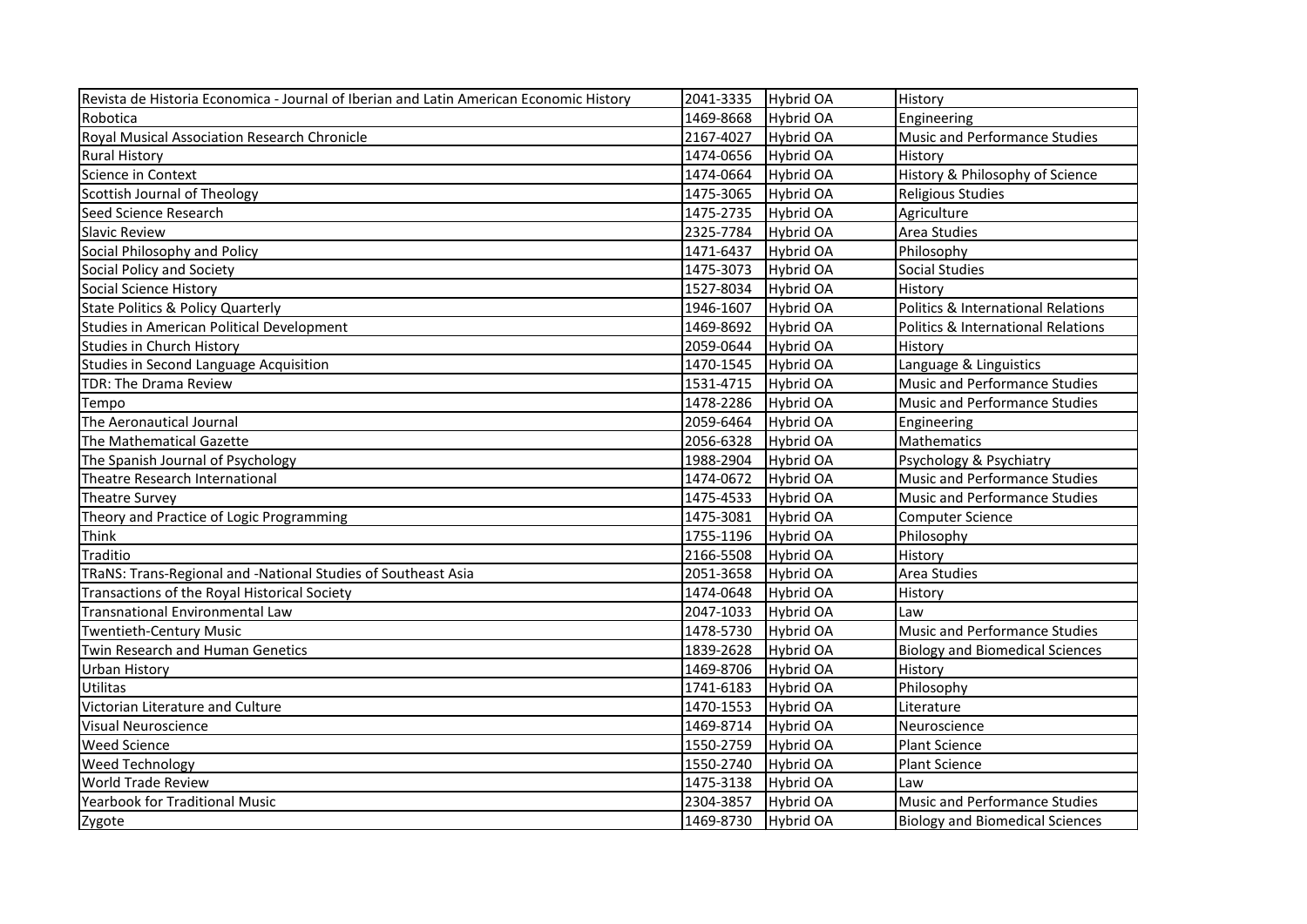| | | | |
|---|---|---|---|
| Revista de Historia Economica - Journal of Iberian and Latin American Economic History | 2041-3335 | Hybrid OA | History |
| Robotica | 1469-8668 | Hybrid OA | Engineering |
| Royal Musical Association Research Chronicle | 2167-4027 | Hybrid OA | Music and Performance Studies |
| Rural History | 1474-0656 | Hybrid OA | History |
| Science in Context | 1474-0664 | Hybrid OA | History & Philosophy of Science |
| Scottish Journal of Theology | 1475-3065 | Hybrid OA | Religious Studies |
| Seed Science Research | 1475-2735 | Hybrid OA | Agriculture |
| Slavic Review | 2325-7784 | Hybrid OA | Area Studies |
| Social Philosophy and Policy | 1471-6437 | Hybrid OA | Philosophy |
| Social Policy and Society | 1475-3073 | Hybrid OA | Social Studies |
| Social Science History | 1527-8034 | Hybrid OA | History |
| State Politics & Policy Quarterly | 1946-1607 | Hybrid OA | Politics & International Relations |
| Studies in American Political Development | 1469-8692 | Hybrid OA | Politics & International Relations |
| Studies in Church History | 2059-0644 | Hybrid OA | History |
| Studies in Second Language Acquisition | 1470-1545 | Hybrid OA | Language & Linguistics |
| TDR: The Drama Review | 1531-4715 | Hybrid OA | Music and Performance Studies |
| Tempo | 1478-2286 | Hybrid OA | Music and Performance Studies |
| The Aeronautical Journal | 2059-6464 | Hybrid OA | Engineering |
| The Mathematical Gazette | 2056-6328 | Hybrid OA | Mathematics |
| The Spanish Journal of Psychology | 1988-2904 | Hybrid OA | Psychology & Psychiatry |
| Theatre Research International | 1474-0672 | Hybrid OA | Music and Performance Studies |
| Theatre Survey | 1475-4533 | Hybrid OA | Music and Performance Studies |
| Theory and Practice of Logic Programming | 1475-3081 | Hybrid OA | Computer Science |
| Think | 1755-1196 | Hybrid OA | Philosophy |
| Traditio | 2166-5508 | Hybrid OA | History |
| TRaNS: Trans-Regional and -National Studies of Southeast Asia | 2051-3658 | Hybrid OA | Area Studies |
| Transactions of the Royal Historical Society | 1474-0648 | Hybrid OA | History |
| Transnational Environmental Law | 2047-1033 | Hybrid OA | Law |
| Twentieth-Century Music | 1478-5730 | Hybrid OA | Music and Performance Studies |
| Twin Research and Human Genetics | 1839-2628 | Hybrid OA | Biology and Biomedical Sciences |
| Urban History | 1469-8706 | Hybrid OA | History |
| Utilitas | 1741-6183 | Hybrid OA | Philosophy |
| Victorian Literature and Culture | 1470-1553 | Hybrid OA | Literature |
| Visual Neuroscience | 1469-8714 | Hybrid OA | Neuroscience |
| Weed Science | 1550-2759 | Hybrid OA | Plant Science |
| Weed Technology | 1550-2740 | Hybrid OA | Plant Science |
| World Trade Review | 1475-3138 | Hybrid OA | Law |
| Yearbook for Traditional Music | 2304-3857 | Hybrid OA | Music and Performance Studies |
| Zygote | 1469-8730 | Hybrid OA | Biology and Biomedical Sciences |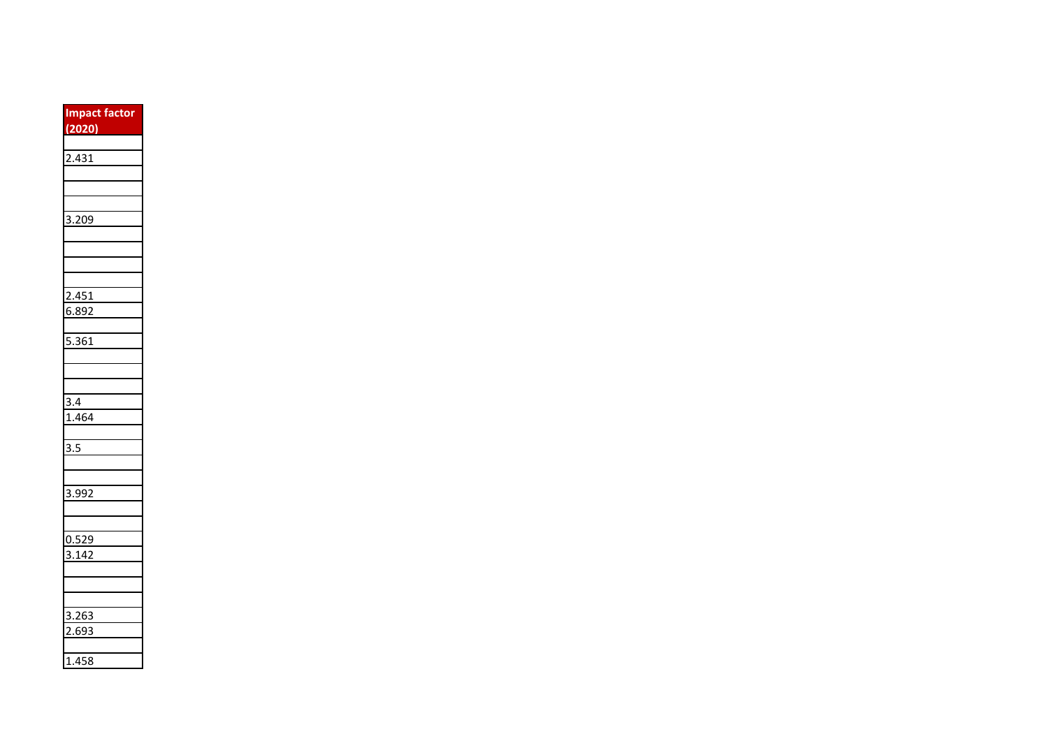| Impact factor (2020) |
| --- |
| |
| 2.431 |
| |
| |
| |
| 3.209 |
| |
| |
| |
| |
| 2.451 |
| 6.892 |
| |
| 5.361 |
| |
| |
| |
| 3.4 |
| 1.464 |
| |
| 3.5 |
| |
| |
| 3.992 |
| |
| |
| 0.529 |
| 3.142 |
| |
| |
| |
| 3.263 |
| 2.693 |
| |
| 1.458 |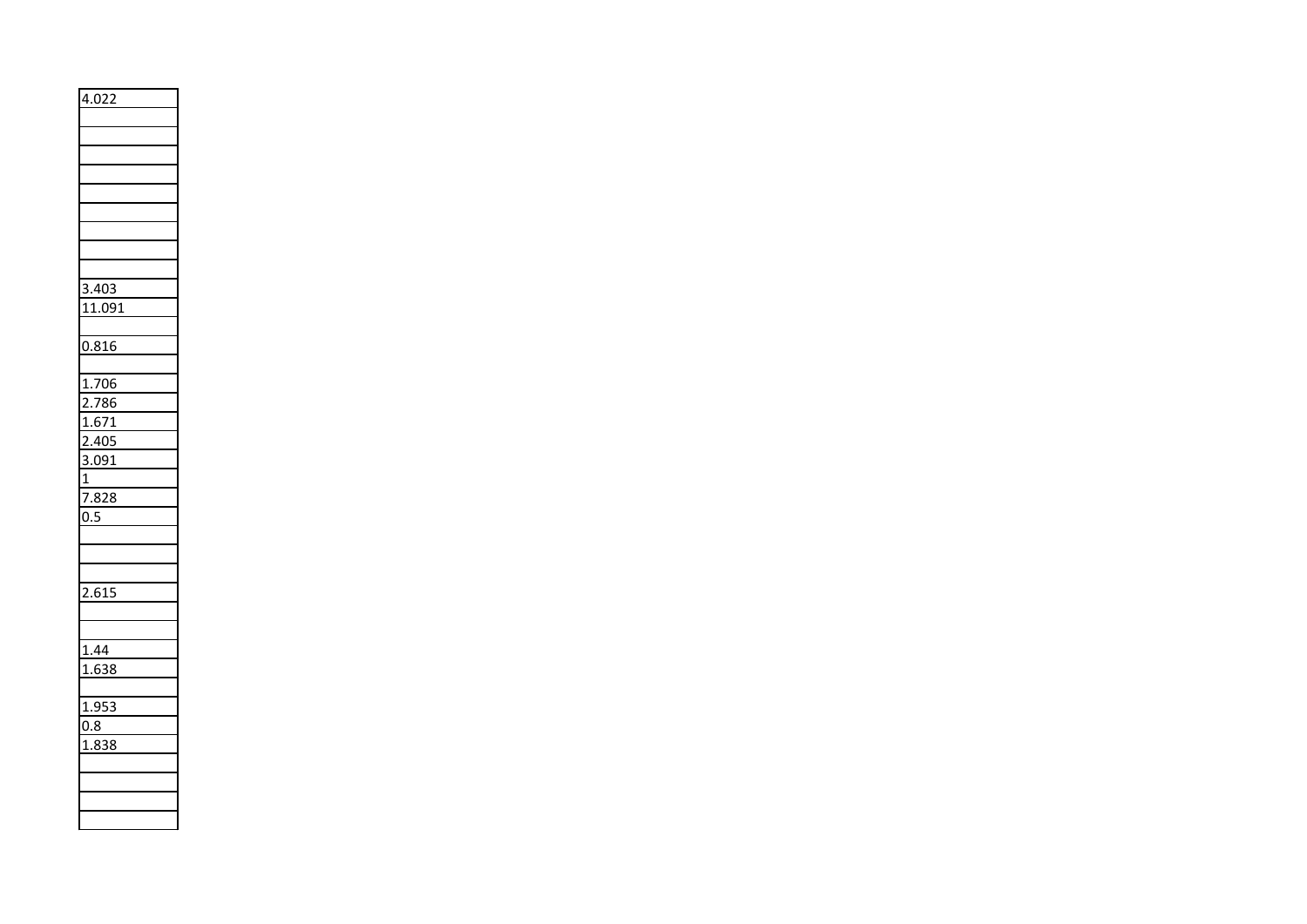| 4.022 |
|---|
| |
| |
| |
| |
| |
| |
| |
| |
| |
| 3.403 |
| 11.091 |
| |
| 0.816 |
| |
| 1.706 |
| 2.786 |
| 1.671 |
| 2.405 |
| 3.091 |
| 1 |
| 7.828 |
| 0.5 |
| |
| |
| |
| 2.615 |
| |
| |
| 1.44 |
| 1.638 |
| |
| 1.953 |
| 0.8 |
| 1.838 |
| |
| |
| |
| |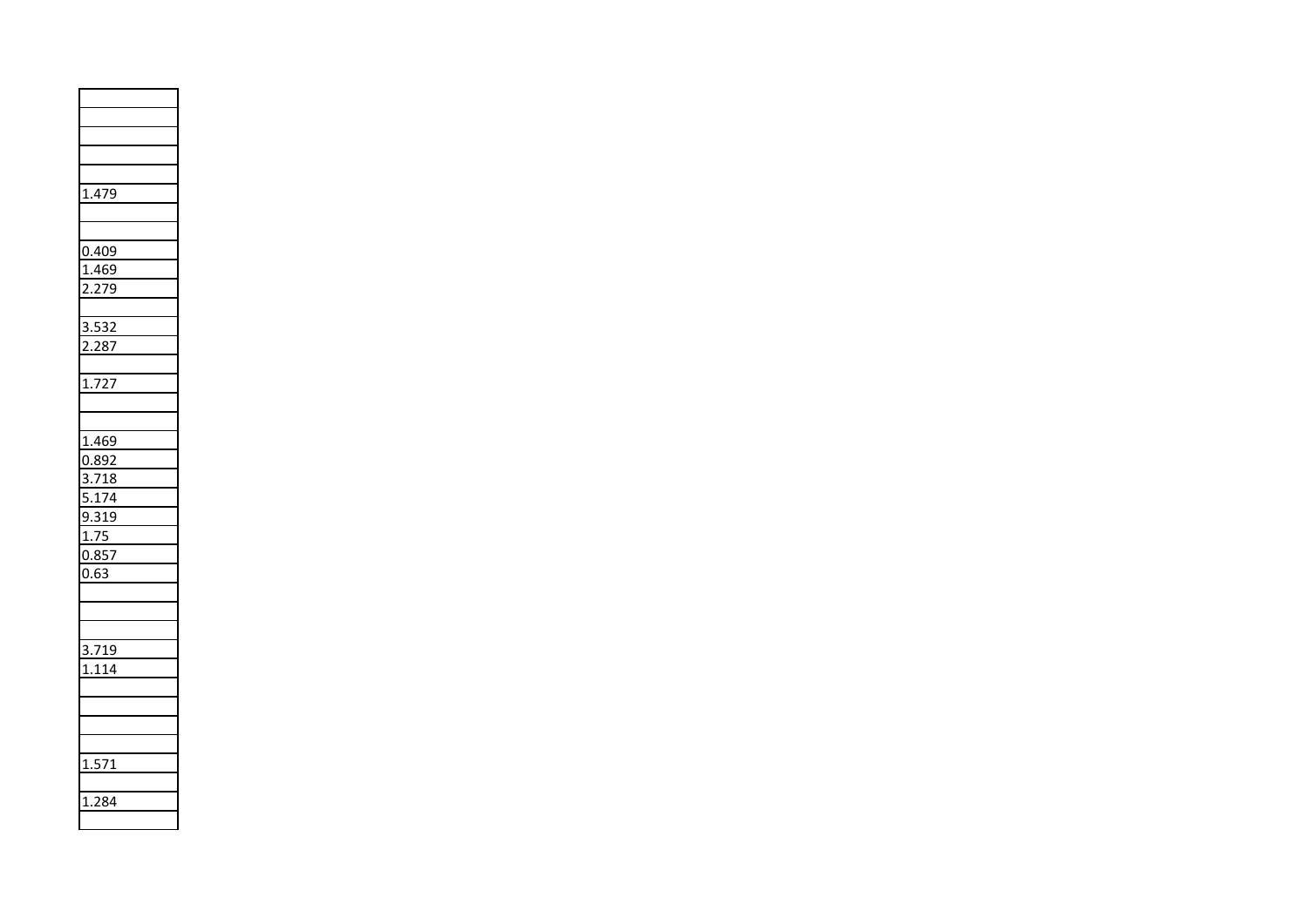| |
|---|
| |
| |
| |
| |
| 1.479 |
| |
| |
| 0.409 |
| 1.469 |
| 2.279 |
| |
| 3.532 |
| 2.287 |
| |
| 1.727 |
| |
| |
| 1.469 |
| 0.892 |
| 3.718 |
| 5.174 |
| 9.319 |
| 1.75 |
| 0.857 |
| 0.63 |
| |
| |
| |
| 3.719 |
| 1.114 |
| |
| |
| |
| |
| 1.571 |
| |
| 1.284 |
| |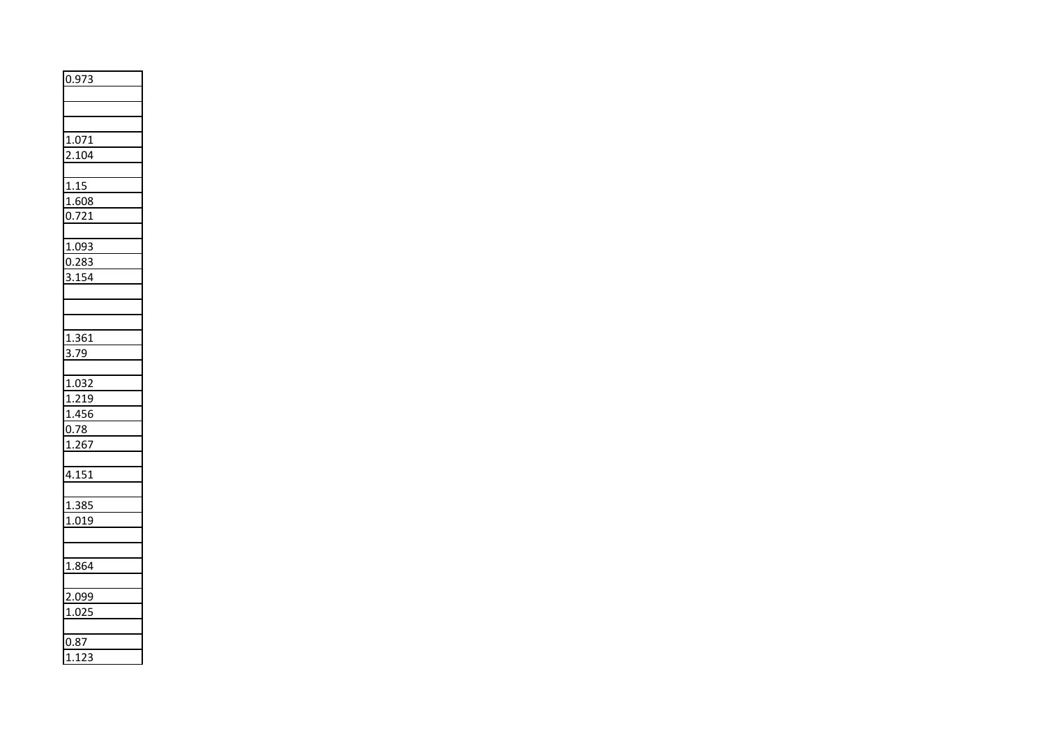| 0.973 |
| --- |
| |
| |
| |
| 1.071 |
| 2.104 |
| |
| 1.15 |
| 1.608 |
| 0.721 |
| |
| 1.093 |
| 0.283 |
| 3.154 |
| |
| |
| |
| 1.361 |
| 3.79 |
| |
| 1.032 |
| 1.219 |
| 1.456 |
| 0.78 |
| 1.267 |
| |
| 4.151 |
| |
| 1.385 |
| 1.019 |
| |
| |
| 1.864 |
| |
| 2.099 |
| 1.025 |
| |
| 0.87 |
| 1.123 |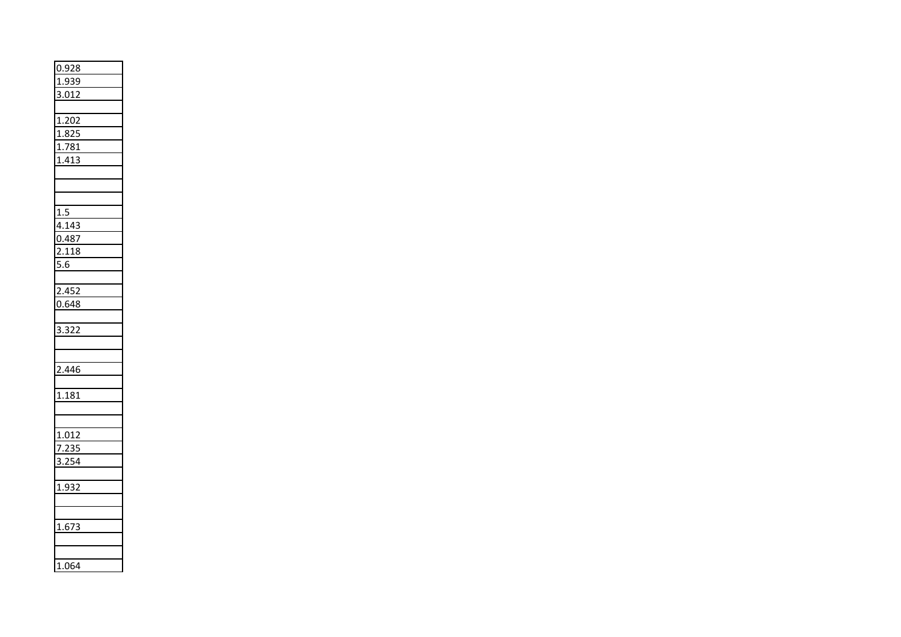| |
|---|
| 0.928 |
| 1.939 |
| 3.012 |
| |
| 1.202 |
| 1.825 |
| 1.781 |
| 1.413 |
| |
| |
| |
| 1.5 |
| 4.143 |
| 0.487 |
| 2.118 |
| 5.6 |
| |
| 2.452 |
| 0.648 |
| |
| 3.322 |
| |
| |
| 2.446 |
| |
| 1.181 |
| |
| |
| 1.012 |
| 7.235 |
| 3.254 |
| |
| 1.932 |
| |
| |
| 1.673 |
| |
| |
| 1.064 |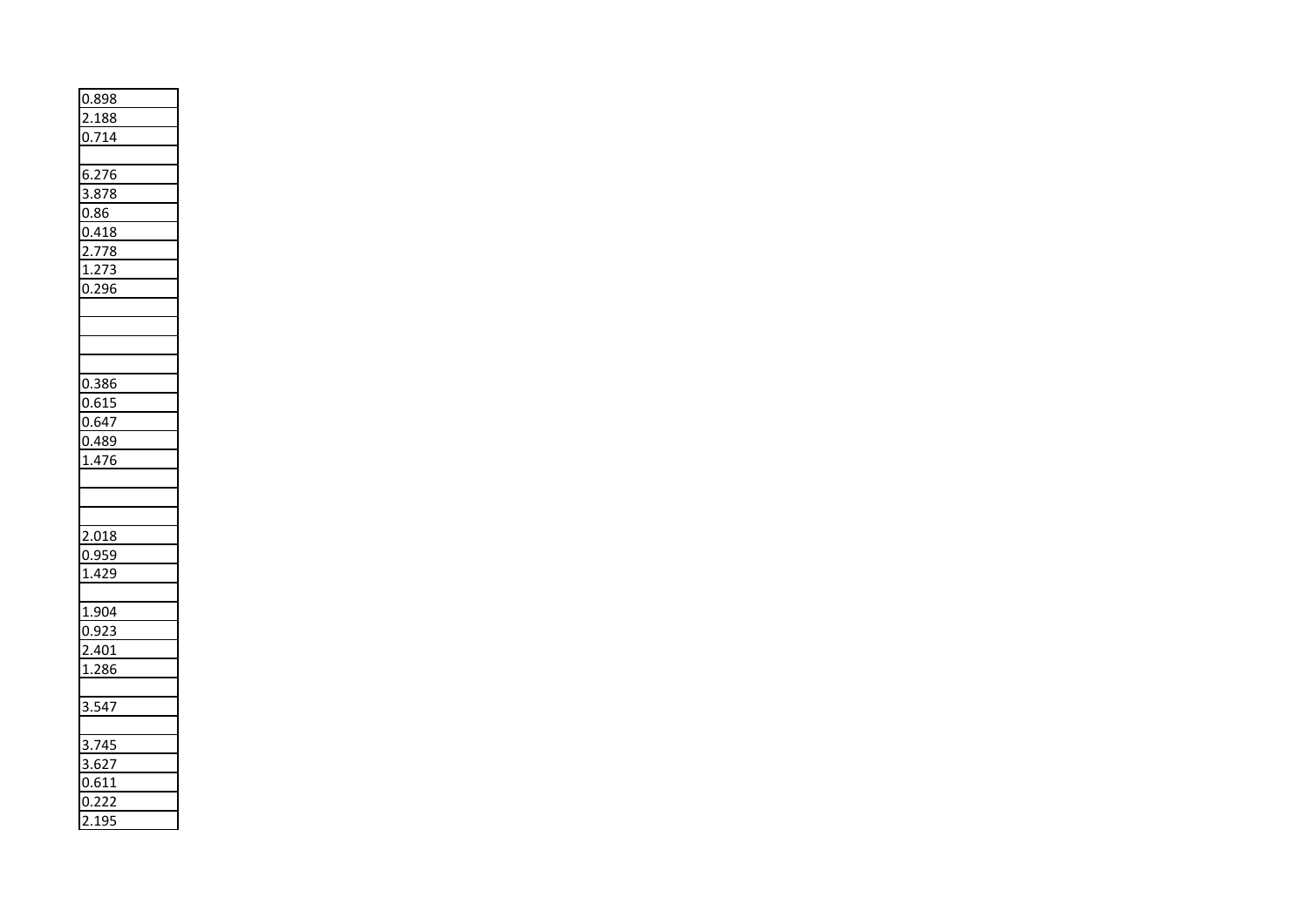| 0.898 |
|---|
| 2.188 |
| 0.714 |
| |
| 6.276 |
| 3.878 |
| 0.86 |
| 0.418 |
| 2.778 |
| 1.273 |
| 0.296 |
| |
| |
| |
| |
| 0.386 |
| 0.615 |
| 0.647 |
| 0.489 |
| 1.476 |
| |
| |
| |
| 2.018 |
| 0.959 |
| 1.429 |
| |
| 1.904 |
| 0.923 |
| 2.401 |
| 1.286 |
| |
| 3.547 |
| |
| 3.745 |
| 3.627 |
| 0.611 |
| 0.222 |
| 2.195 |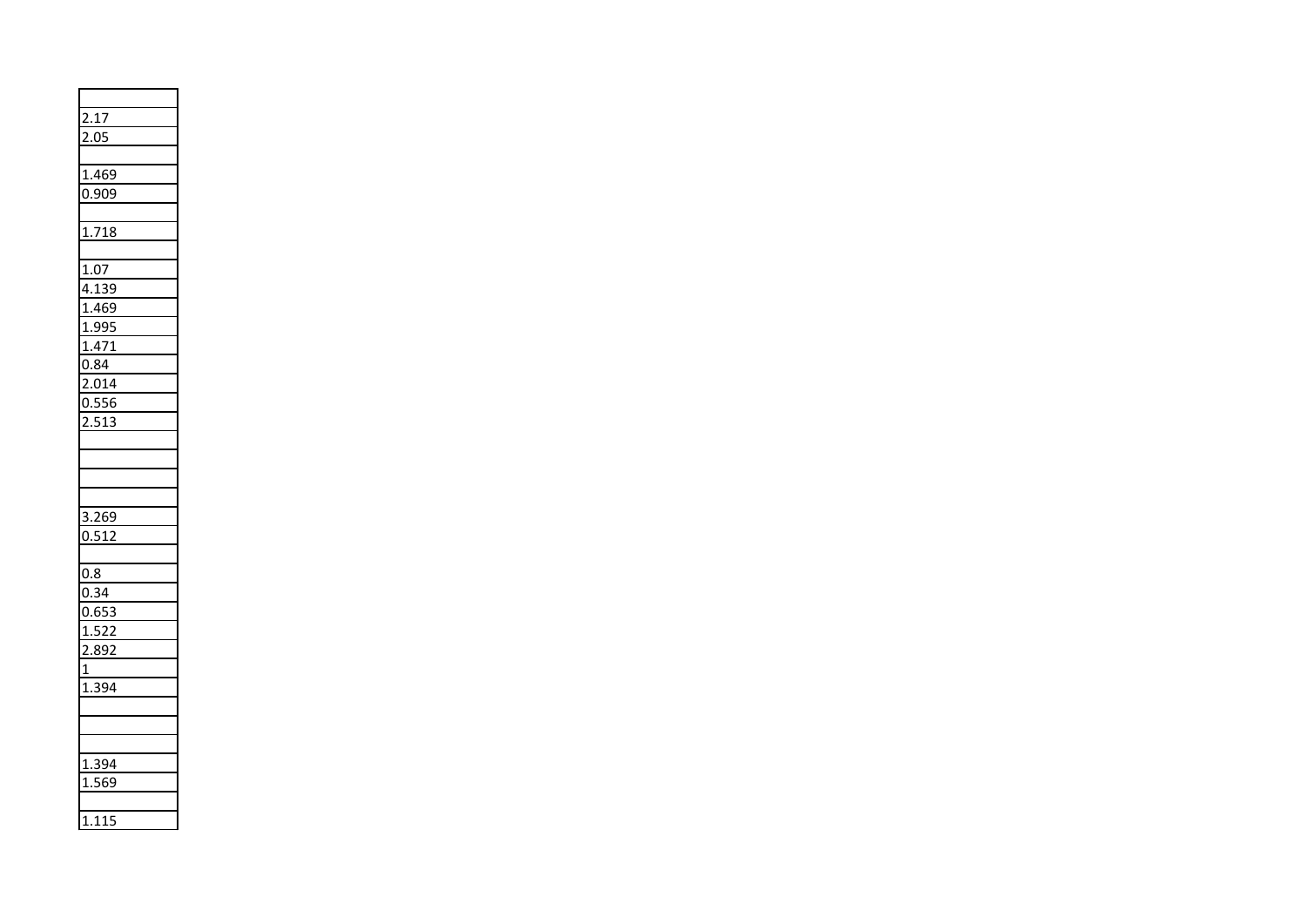| |
|---|
| 2.17 |
| 2.05 |
| |
| 1.469 |
| 0.909 |
| |
| 1.718 |
| |
| 1.07 |
| 4.139 |
| 1.469 |
| 1.995 |
| 1.471 |
| 0.84 |
| 2.014 |
| 0.556 |
| 2.513 |
| |
| |
| |
| |
| 3.269 |
| 0.512 |
| |
| 0.8 |
| 0.34 |
| 0.653 |
| 1.522 |
| 2.892 |
| 1 |
| 1.394 |
| |
| |
| |
| 1.394 |
| 1.569 |
| |
| 1.115 |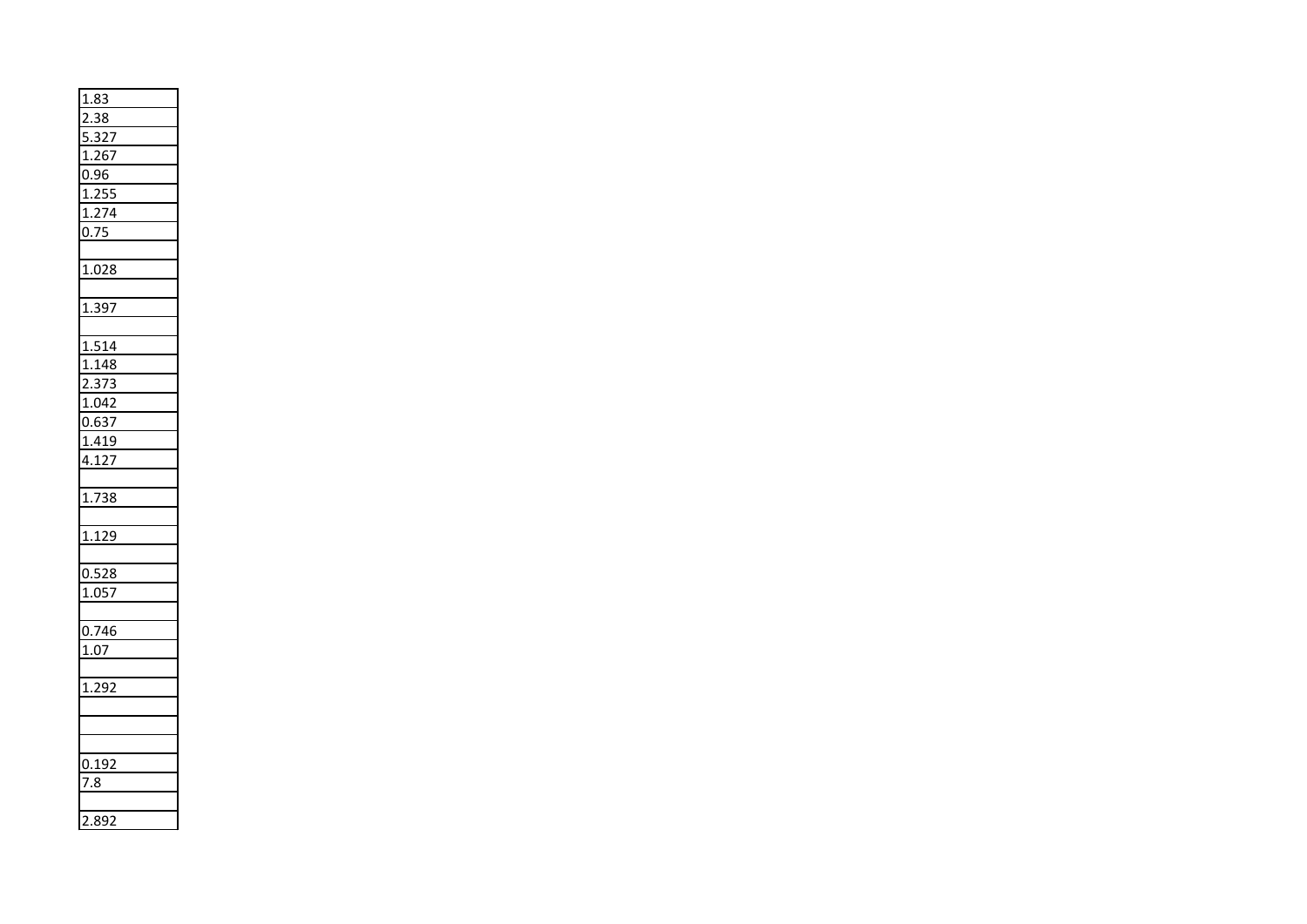| 1.83 |
|---|
| 2.38 |
| 5.327 |
| 1.267 |
| 0.96 |
| 1.255 |
| 1.274 |
| 0.75 |
| |
| 1.028 |
| |
| 1.397 |
| |
| 1.514 |
| 1.148 |
| 2.373 |
| 1.042 |
| 0.637 |
| 1.419 |
| 4.127 |
| |
| 1.738 |
| |
| 1.129 |
| |
| 0.528 |
| 1.057 |
| |
| 0.746 |
| 1.07 |
| |
| 1.292 |
| |
| |
| |
| 0.192 |
| 7.8 |
| |
| 2.892 |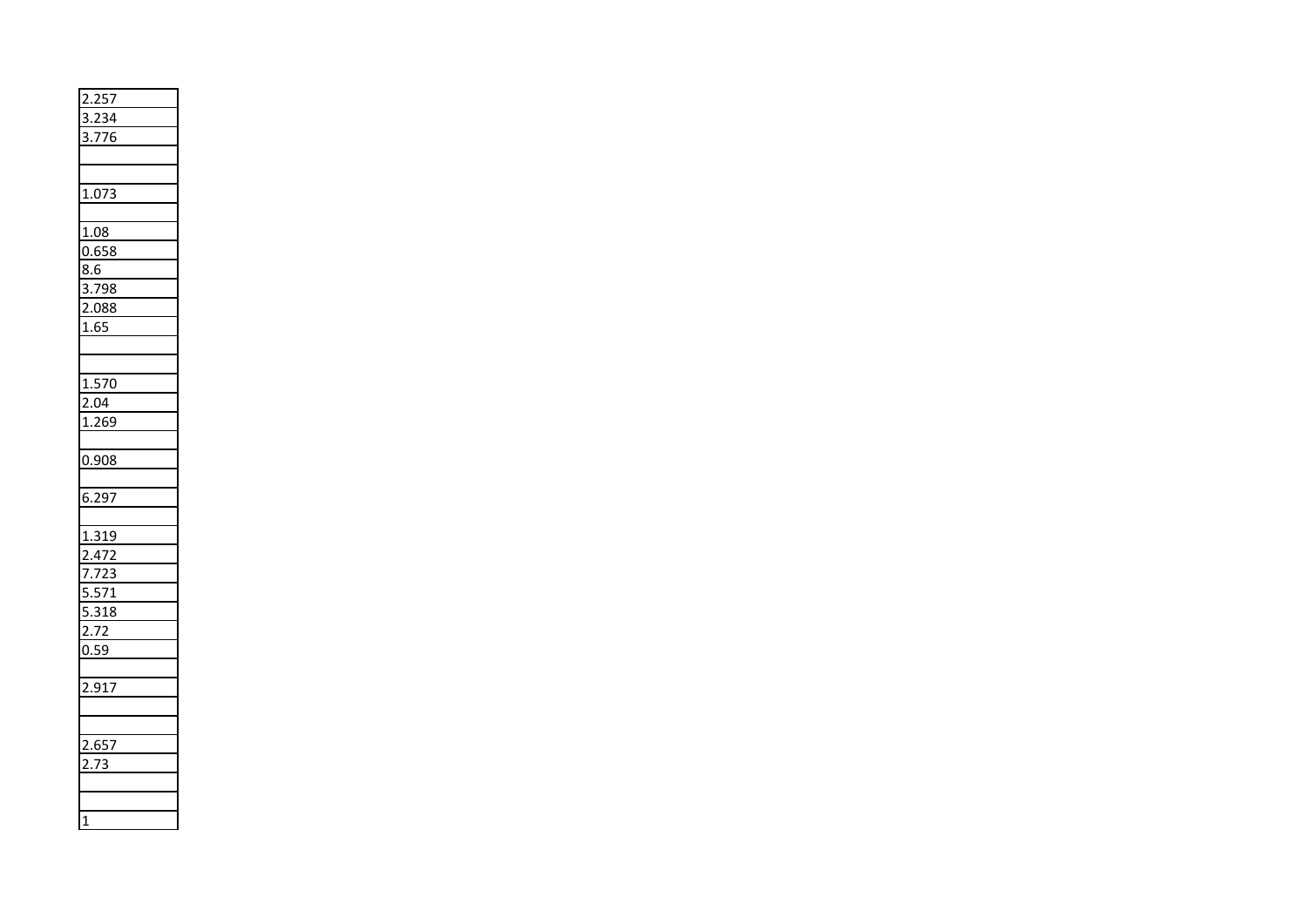| 2.257 |
|---|
| 3.234 |
| 3.776 |
| |
| |
| 1.073 |
| |
| 1.08 |
| 0.658 |
| 8.6 |
| 3.798 |
| 2.088 |
| 1.65 |
| |
| |
| 1.570 |
| 2.04 |
| 1.269 |
| |
| 0.908 |
| |
| 6.297 |
| |
| 1.319 |
| 2.472 |
| 7.723 |
| 5.571 |
| 5.318 |
| 2.72 |
| 0.59 |
| |
| 2.917 |
| |
| |
| 2.657 |
| 2.73 |
| |
| |
| 1 |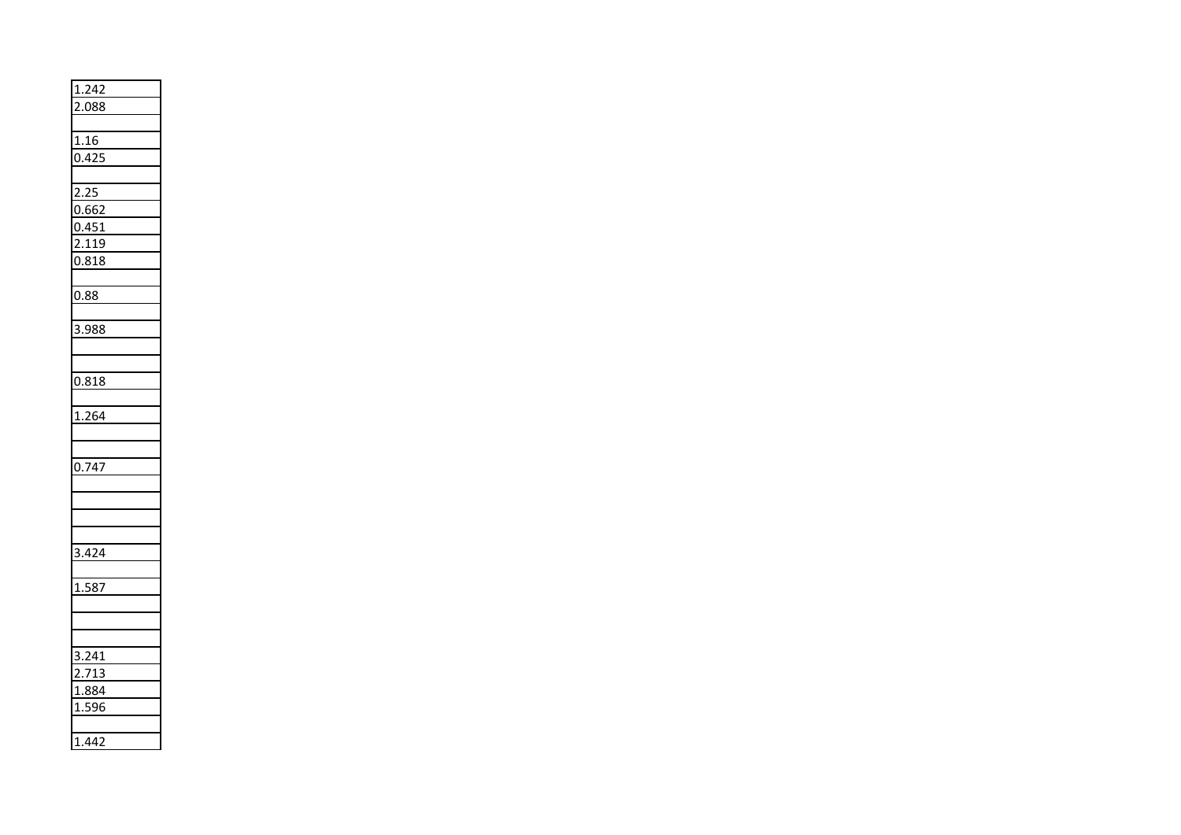| |
|---|
| 1.242 |
| 2.088 |
| |
| 1.16 |
| 0.425 |
| |
| 2.25 |
| 0.662 |
| 0.451 |
| 2.119 |
| 0.818 |
| |
| 0.88 |
| |
| 3.988 |
| |
| |
| 0.818 |
| |
| 1.264 |
| |
| |
| 0.747 |
| |
| |
| |
| |
| 3.424 |
| |
| 1.587 |
| |
| |
| |
| 3.241 |
| 2.713 |
| 1.884 |
| 1.596 |
| |
| 1.442 |